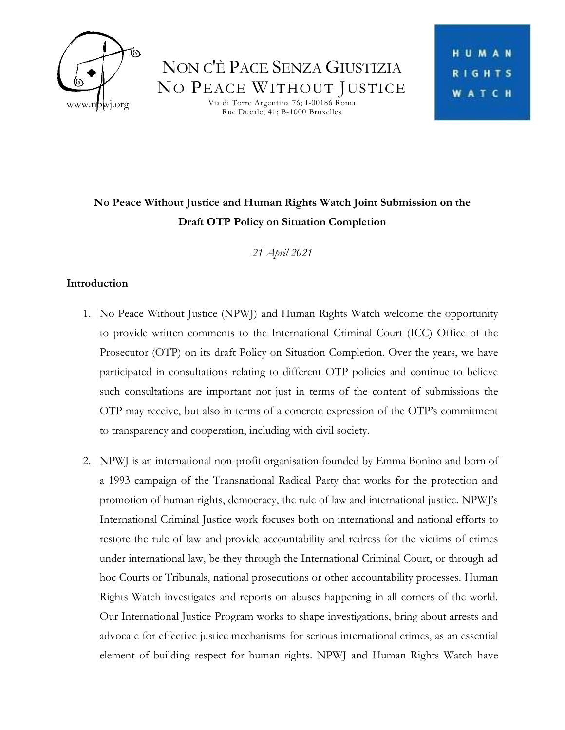NON C'È PACE SENZA GIUSTIZIA
NO PEACE WITHOUT JUSTICE

www.npwj.org

Via di Torre Argentina 76; I-00186 Roma
Rue Ducale, 41; B-1000 Bruxelles

HUMAN RIGHTS WATCH

**No Peace Without Justice and Human Rights Watch Joint Submission on the Draft OTP Policy on Situation Completion**

*21 April 2021*

## Introduction

1. No Peace Without Justice (NPWJ) and Human Rights Watch welcome the opportunity to provide written comments to the International Criminal Court (ICC) Office of the Prosecutor (OTP) on its draft Policy on Situation Completion. Over the years, we have participated in consultations relating to different OTP policies and continue to believe such consultations are important not just in terms of the content of submissions the OTP may receive, but also in terms of a concrete expression of the OTP's commitment to transparency and cooperation, including with civil society.

2. NPWJ is an international non-profit organisation founded by Emma Bonino and born of a 1993 campaign of the Transnational Radical Party that works for the protection and promotion of human rights, democracy, the rule of law and international justice. NPWJ's International Criminal Justice work focuses both on international and national efforts to restore the rule of law and provide accountability and redress for the victims of crimes under international law, be they through the International Criminal Court, or through ad hoc Courts or Tribunals, national prosecutions or other accountability processes. Human Rights Watch investigates and reports on abuses happening in all corners of the world. Our International Justice Program works to shape investigations, bring about arrests and advocate for effective justice mechanisms for serious international crimes, as an essential element of building respect for human rights. NPWJ and Human Rights Watch have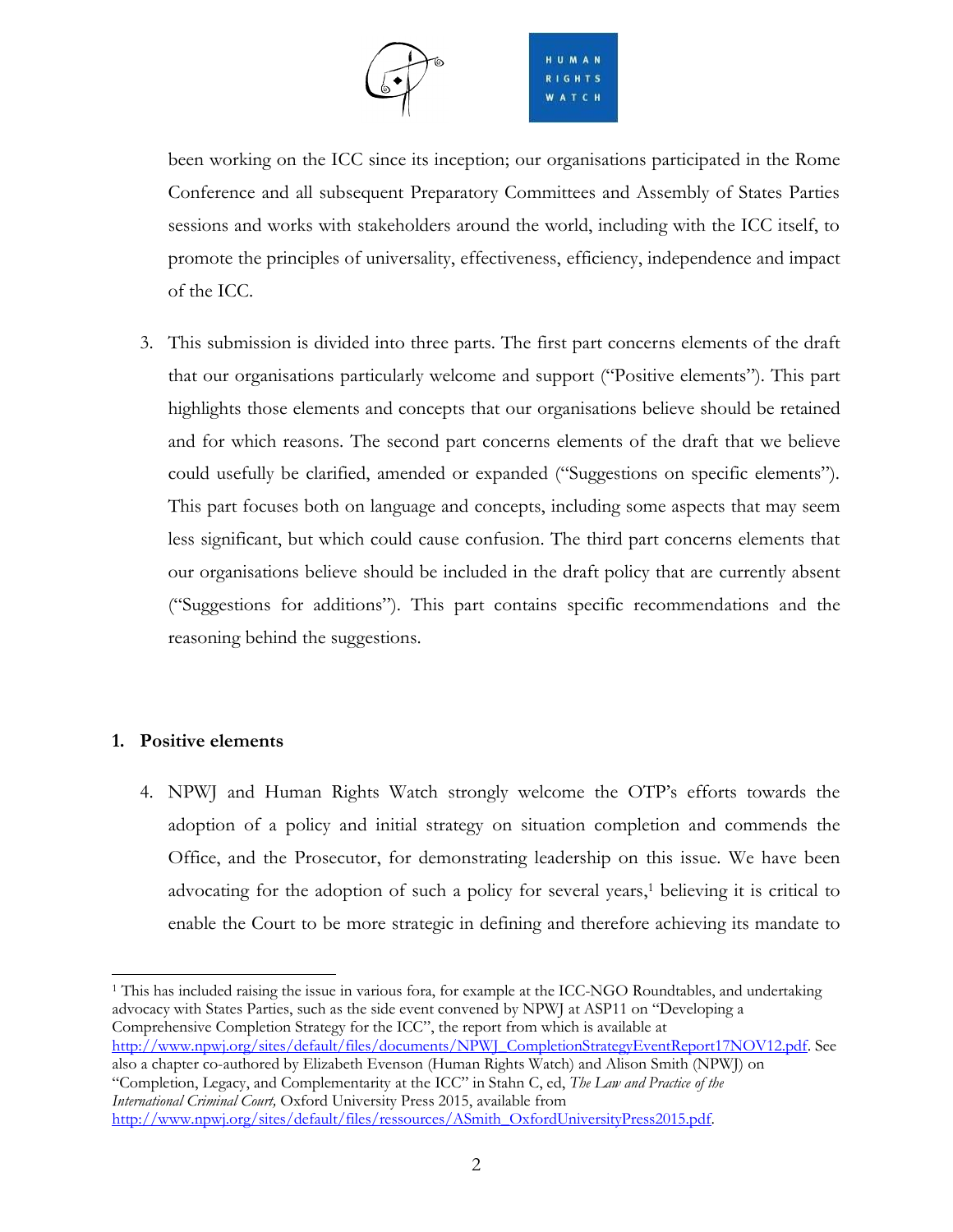been working on the ICC since its inception; our organisations participated in the Rome Conference and all subsequent Preparatory Committees and Assembly of States Parties sessions and works with stakeholders around the world, including with the ICC itself, to promote the principles of universality, effectiveness, efficiency, independence and impact of the ICC.

3. This submission is divided into three parts. The first part concerns elements of the draft that our organisations particularly welcome and support ("Positive elements"). This part highlights those elements and concepts that our organisations believe should be retained and for which reasons. The second part concerns elements of the draft that we believe could usefully be clarified, amended or expanded ("Suggestions on specific elements"). This part focuses both on language and concepts, including some aspects that may seem less significant, but which could cause confusion. The third part concerns elements that our organisations believe should be included in the draft policy that are currently absent ("Suggestions for additions"). This part contains specific recommendations and the reasoning behind the suggestions.

## 1. Positive elements

4. NPWJ and Human Rights Watch strongly welcome the OTP's efforts towards the adoption of a policy and initial strategy on situation completion and commends the Office, and the Prosecutor, for demonstrating leadership on this issue. We have been advocating for the adoption of such a policy for several years,[1] believing it is critical to enable the Court to be more strategic in defining and therefore achieving its mandate to

---

[1] This has included raising the issue in various fora, for example at the ICC-NGO Roundtables, and undertaking advocacy with States Parties, such as the side event convened by NPWJ at ASP11 on "Developing a Comprehensive Completion Strategy for the ICC", the report from which is available at http://www.npwj.org/sites/default/files/documents/NPWJ_CompletionStrategyEventReport17NOV12.pdf. See also a chapter co-authored by Elizabeth Evenson (Human Rights Watch) and Alison Smith (NPWJ) on "Completion, Legacy, and Complementarity at the ICC" in Stahn C, ed, *The Law and Practice of the International Criminal Court,* Oxford University Press 2015, available from http://www.npwj.org/sites/default/files/ressources/ASmith_OxfordUniversityPress2015.pdf.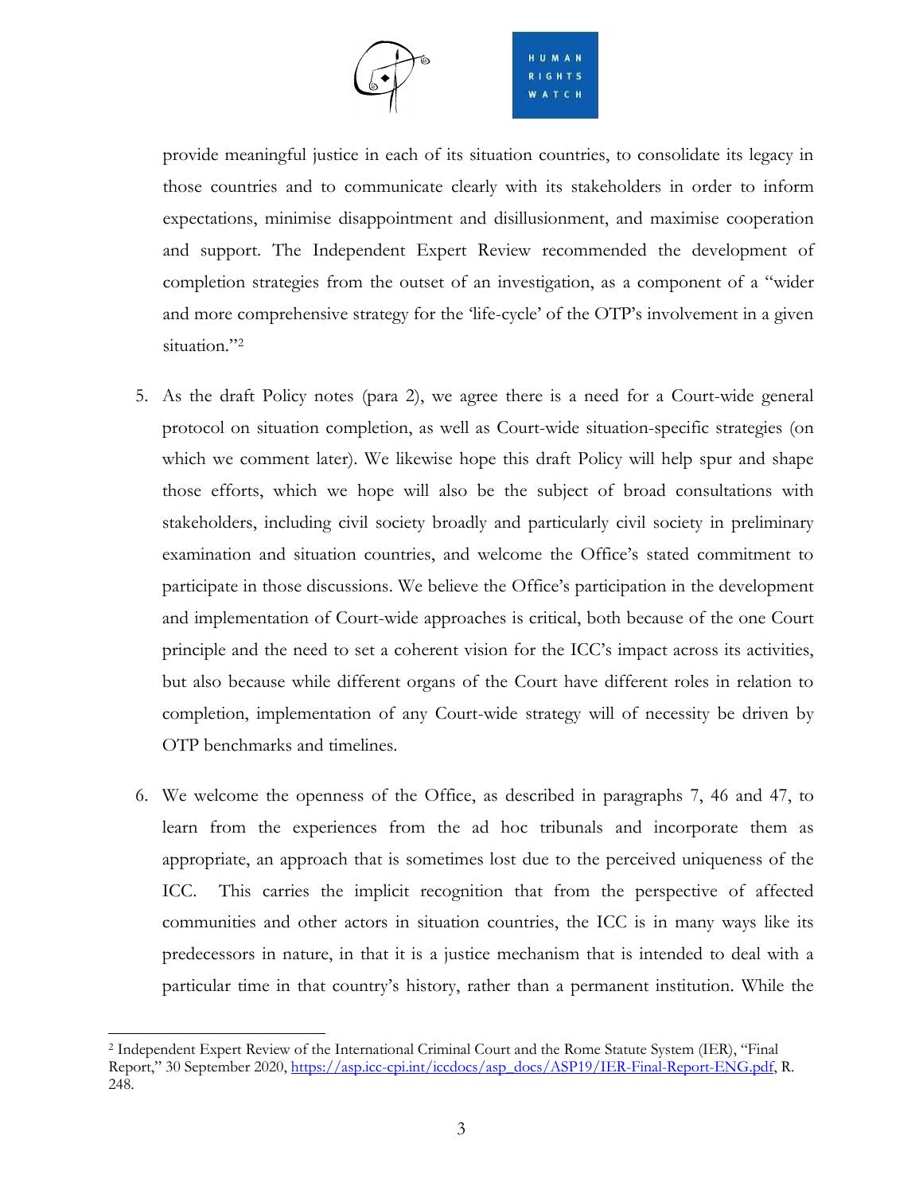provide meaningful justice in each of its situation countries, to consolidate its legacy in those countries and to communicate clearly with its stakeholders in order to inform expectations, minimise disappointment and disillusionment, and maximise cooperation and support. The Independent Expert Review recommended the development of completion strategies from the outset of an investigation, as a component of a "wider and more comprehensive strategy for the 'life-cycle' of the OTP's involvement in a given situation."[2]

5. As the draft Policy notes (para 2), we agree there is a need for a Court-wide general protocol on situation completion, as well as Court-wide situation-specific strategies (on which we comment later). We likewise hope this draft Policy will help spur and shape those efforts, which we hope will also be the subject of broad consultations with stakeholders, including civil society broadly and particularly civil society in preliminary examination and situation countries, and welcome the Office's stated commitment to participate in those discussions. We believe the Office's participation in the development and implementation of Court-wide approaches is critical, both because of the one Court principle and the need to set a coherent vision for the ICC's impact across its activities, but also because while different organs of the Court have different roles in relation to completion, implementation of any Court-wide strategy will of necessity be driven by OTP benchmarks and timelines.

6. We welcome the openness of the Office, as described in paragraphs 7, 46 and 47, to learn from the experiences from the ad hoc tribunals and incorporate them as appropriate, an approach that is sometimes lost due to the perceived uniqueness of the ICC. This carries the implicit recognition that from the perspective of affected communities and other actors in situation countries, the ICC is in many ways like its predecessors in nature, in that it is a justice mechanism that is intended to deal with a particular time in that country's history, rather than a permanent institution. While the

[2] Independent Expert Review of the International Criminal Court and the Rome Statute System (IER), "Final Report," 30 September 2020, https://asp.icc-cpi.int/iccdocs/asp_docs/ASP19/IER-Final-Report-ENG.pdf, R. 248.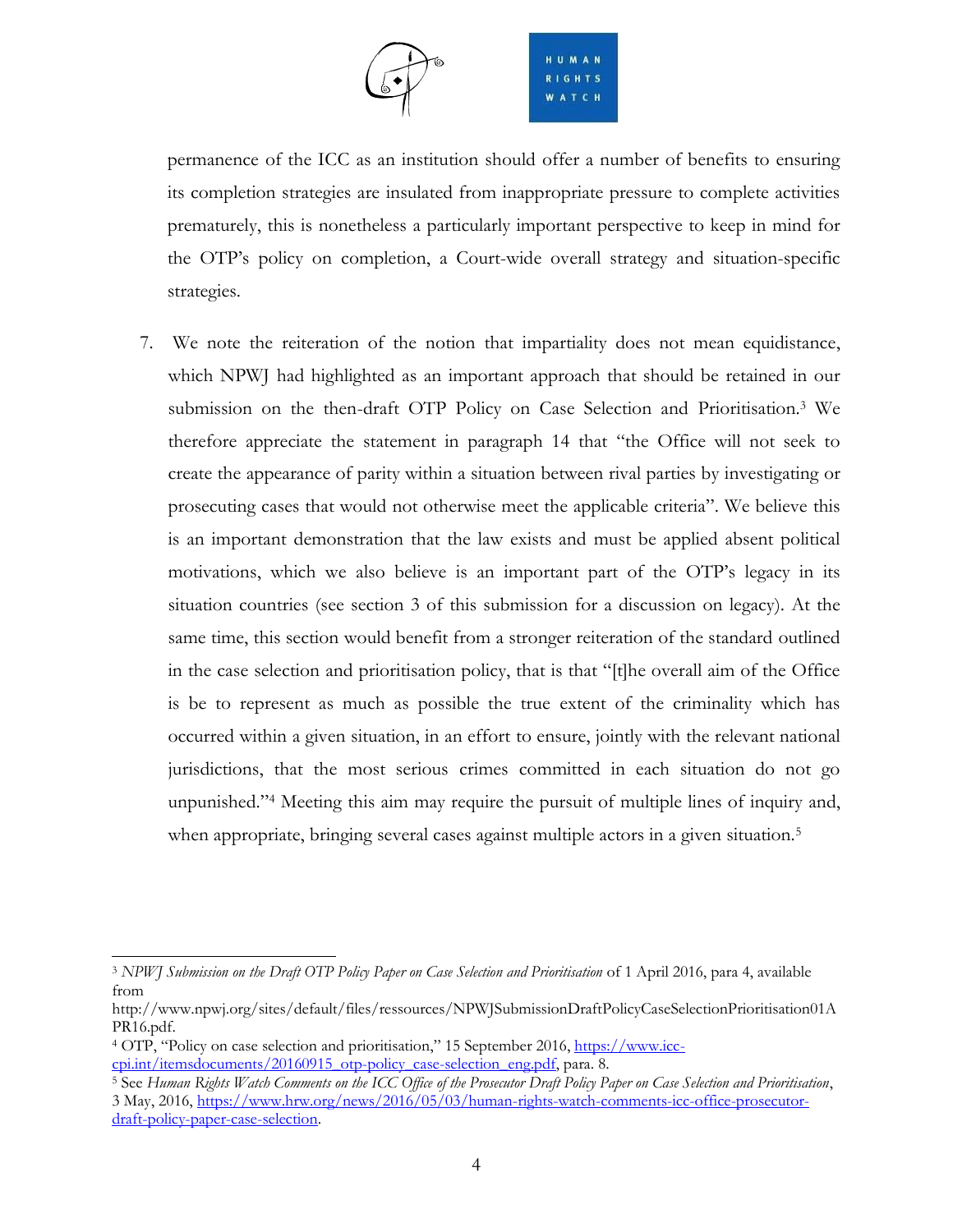permanence of the ICC as an institution should offer a number of benefits to ensuring its completion strategies are insulated from inappropriate pressure to complete activities prematurely, this is nonetheless a particularly important perspective to keep in mind for the OTP's policy on completion, a Court-wide overall strategy and situation-specific strategies.

7. We note the reiteration of the notion that impartiality does not mean equidistance, which NPWJ had highlighted as an important approach that should be retained in our submission on the then-draft OTP Policy on Case Selection and Prioritisation.[3] We therefore appreciate the statement in paragraph 14 that "the Office will not seek to create the appearance of parity within a situation between rival parties by investigating or prosecuting cases that would not otherwise meet the applicable criteria". We believe this is an important demonstration that the law exists and must be applied absent political motivations, which we also believe is an important part of the OTP's legacy in its situation countries (see section 3 of this submission for a discussion on legacy). At the same time, this section would benefit from a stronger reiteration of the standard outlined in the case selection and prioritisation policy, that is that "[t]he overall aim of the Office is be to represent as much as possible the true extent of the criminality which has occurred within a given situation, in an effort to ensure, jointly with the relevant national jurisdictions, that the most serious crimes committed in each situation do not go unpunished."[4] Meeting this aim may require the pursuit of multiple lines of inquiry and, when appropriate, bringing several cases against multiple actors in a given situation.[5]

---

[3] *NPWJ Submission on the Draft OTP Policy Paper on Case Selection and Prioritisation* of 1 April 2016, para 4, available from http://www.npwj.org/sites/default/files/ressources/NPWJSubmissionDraftPolicyCaseSelectionPrioritisation01APR16.pdf.

[4] OTP, "Policy on case selection and prioritisation," 15 September 2016, https://www.icc-cpi.int/itemsdocuments/20160915_otp-policy_case-selection_eng.pdf, para. 8.

[5] See *Human Rights Watch Comments on the ICC Office of the Prosecutor Draft Policy Paper on Case Selection and Prioritisation*, 3 May, 2016, https://www.hrw.org/news/2016/05/03/human-rights-watch-comments-icc-office-prosecutor-draft-policy-paper-case-selection.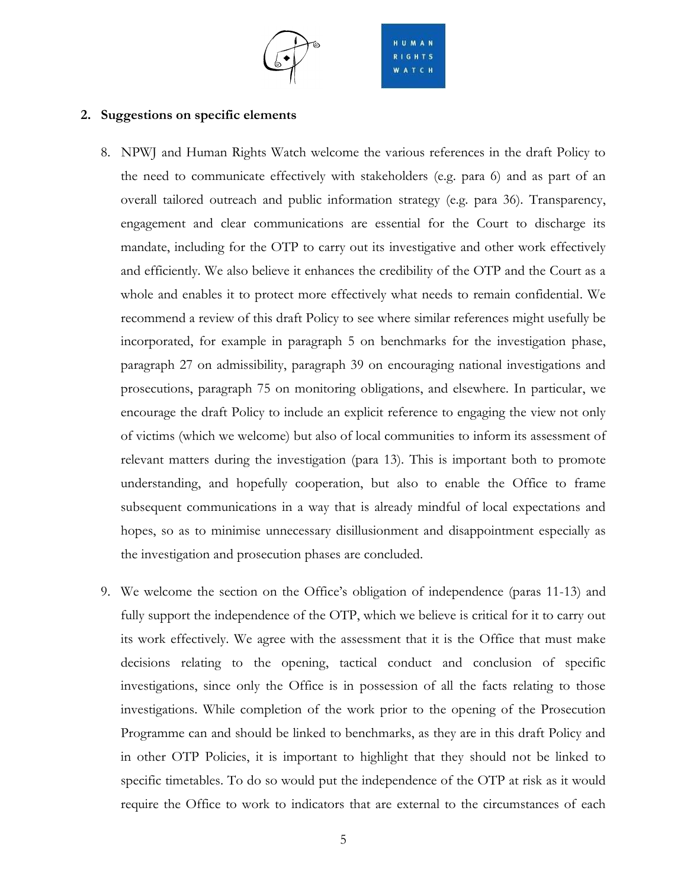## 2. Suggestions on specific elements

8. NPWJ and Human Rights Watch welcome the various references in the draft Policy to the need to communicate effectively with stakeholders (e.g. para 6) and as part of an overall tailored outreach and public information strategy (e.g. para 36). Transparency, engagement and clear communications are essential for the Court to discharge its mandate, including for the OTP to carry out its investigative and other work effectively and efficiently. We also believe it enhances the credibility of the OTP and the Court as a whole and enables it to protect more effectively what needs to remain confidential. We recommend a review of this draft Policy to see where similar references might usefully be incorporated, for example in paragraph 5 on benchmarks for the investigation phase, paragraph 27 on admissibility, paragraph 39 on encouraging national investigations and prosecutions, paragraph 75 on monitoring obligations, and elsewhere. In particular, we encourage the draft Policy to include an explicit reference to engaging the view not only of victims (which we welcome) but also of local communities to inform its assessment of relevant matters during the investigation (para 13). This is important both to promote understanding, and hopefully cooperation, but also to enable the Office to frame subsequent communications in a way that is already mindful of local expectations and hopes, so as to minimise unnecessary disillusionment and disappointment especially as the investigation and prosecution phases are concluded.

9. We welcome the section on the Office's obligation of independence (paras 11-13) and fully support the independence of the OTP, which we believe is critical for it to carry out its work effectively. We agree with the assessment that it is the Office that must make decisions relating to the opening, tactical conduct and conclusion of specific investigations, since only the Office is in possession of all the facts relating to those investigations. While completion of the work prior to the opening of the Prosecution Programme can and should be linked to benchmarks, as they are in this draft Policy and in other OTP Policies, it is important to highlight that they should not be linked to specific timetables. To do so would put the independence of the OTP at risk as it would require the Office to work to indicators that are external to the circumstances of each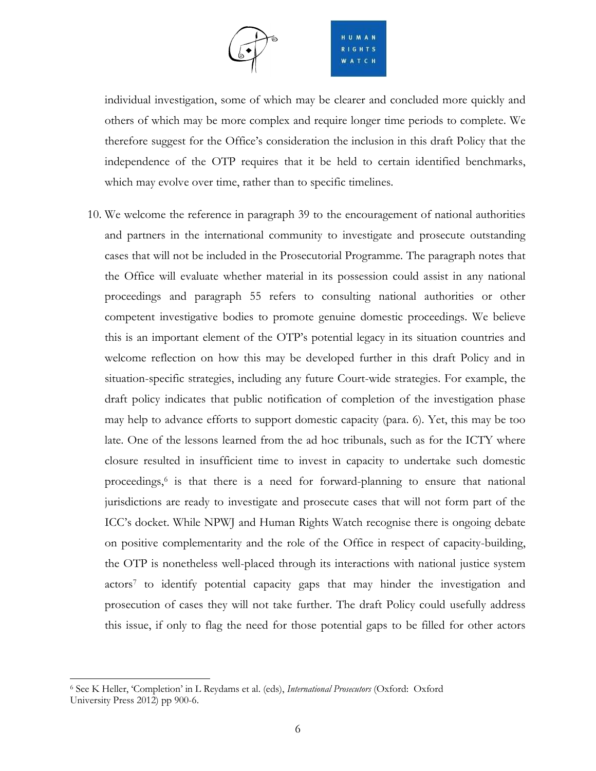individual investigation, some of which may be clearer and concluded more quickly and others of which may be more complex and require longer time periods to complete. We therefore suggest for the Office's consideration the inclusion in this draft Policy that the independence of the OTP requires that it be held to certain identified benchmarks, which may evolve over time, rather than to specific timelines.

10. We welcome the reference in paragraph 39 to the encouragement of national authorities and partners in the international community to investigate and prosecute outstanding cases that will not be included in the Prosecutorial Programme. The paragraph notes that the Office will evaluate whether material in its possession could assist in any national proceedings and paragraph 55 refers to consulting national authorities or other competent investigative bodies to promote genuine domestic proceedings. We believe this is an important element of the OTP's potential legacy in its situation countries and welcome reflection on how this may be developed further in this draft Policy and in situation-specific strategies, including any future Court-wide strategies. For example, the draft policy indicates that public notification of completion of the investigation phase may help to advance efforts to support domestic capacity (para. 6). Yet, this may be too late. One of the lessons learned from the ad hoc tribunals, such as for the ICTY where closure resulted in insufficient time to invest in capacity to undertake such domestic proceedings,[6] is that there is a need for forward-planning to ensure that national jurisdictions are ready to investigate and prosecute cases that will not form part of the ICC's docket. While NPWJ and Human Rights Watch recognise there is ongoing debate on positive complementarity and the role of the Office in respect of capacity-building, the OTP is nonetheless well-placed through its interactions with national justice system actors[7] to identify potential capacity gaps that may hinder the investigation and prosecution of cases they will not take further. The draft Policy could usefully address this issue, if only to flag the need for those potential gaps to be filled for other actors

[6] See K Heller, 'Completion' in L Reydams et al. (eds), *International Prosecutors* (Oxford: Oxford University Press 2012) pp 900-6.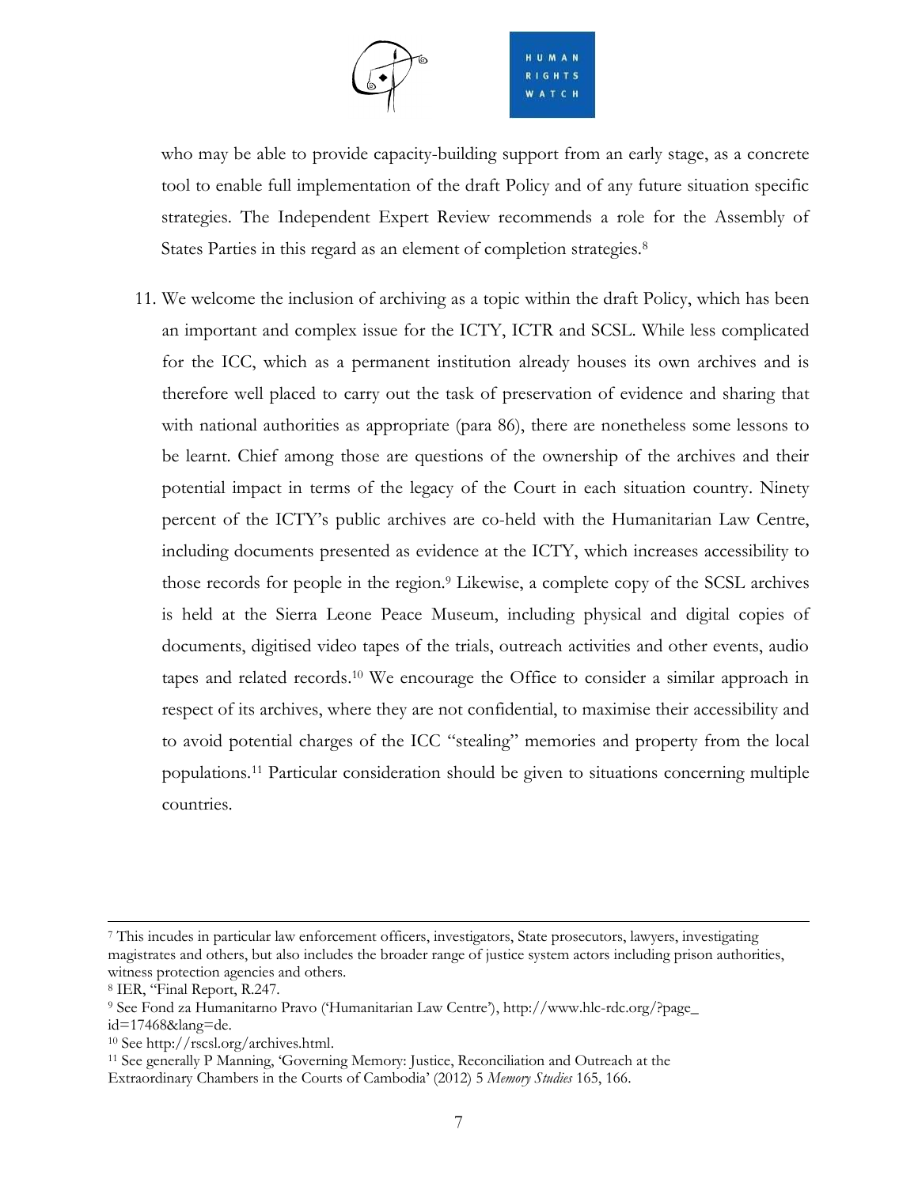who may be able to provide capacity-building support from an early stage, as a concrete tool to enable full implementation of the draft Policy and of any future situation specific strategies. The Independent Expert Review recommends a role for the Assembly of States Parties in this regard as an element of completion strategies.[8]

11. We welcome the inclusion of archiving as a topic within the draft Policy, which has been an important and complex issue for the ICTY, ICTR and SCSL. While less complicated for the ICC, which as a permanent institution already houses its own archives and is therefore well placed to carry out the task of preservation of evidence and sharing that with national authorities as appropriate (para 86), there are nonetheless some lessons to be learnt. Chief among those are questions of the ownership of the archives and their potential impact in terms of the legacy of the Court in each situation country. Ninety percent of the ICTY's public archives are co-held with the Humanitarian Law Centre, including documents presented as evidence at the ICTY, which increases accessibility to those records for people in the region.[9] Likewise, a complete copy of the SCSL archives is held at the Sierra Leone Peace Museum, including physical and digital copies of documents, digitised video tapes of the trials, outreach activities and other events, audio tapes and related records.[10] We encourage the Office to consider a similar approach in respect of its archives, where they are not confidential, to maximise their accessibility and to avoid potential charges of the ICC "stealing" memories and property from the local populations.[11] Particular consideration should be given to situations concerning multiple countries.

---

[7] This incudes in particular law enforcement officers, investigators, State prosecutors, lawyers, investigating magistrates and others, but also includes the broader range of justice system actors including prison authorities, witness protection agencies and others.

[8] IER, "Final Report, R.247.

[9] See Fond za Humanitarno Pravo ('Humanitarian Law Centre'), http://www.hlc-rdc.org/?page_id=17468&lang=de.

[10] See http://rscsl.org/archives.html.

[11] See generally P Manning, 'Governing Memory: Justice, Reconciliation and Outreach at the Extraordinary Chambers in the Courts of Cambodia' (2012) 5 *Memory Studies* 165, 166.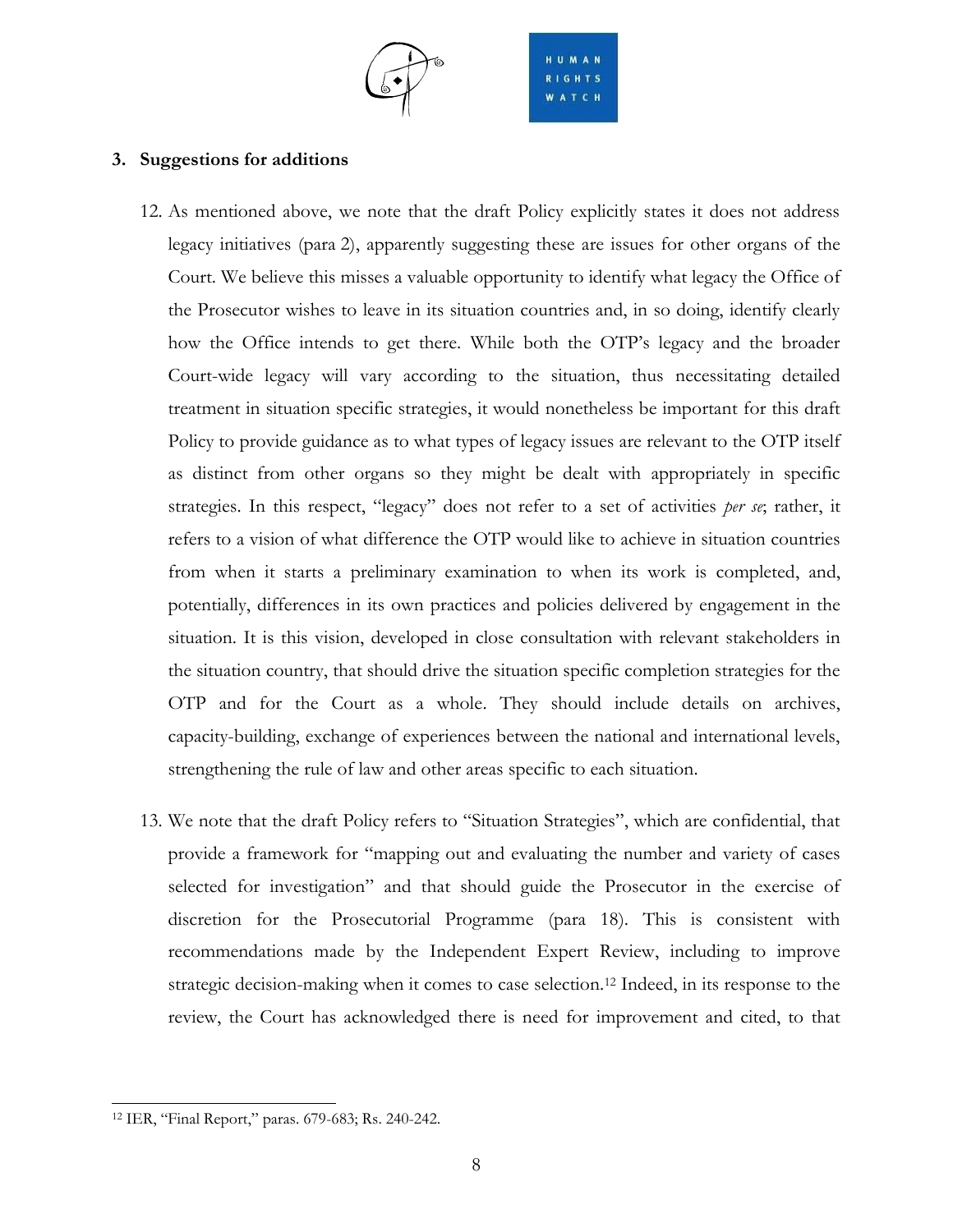### 3. Suggestions for additions

12. As mentioned above, we note that the draft Policy explicitly states it does not address legacy initiatives (para 2), apparently suggesting these are issues for other organs of the Court. We believe this misses a valuable opportunity to identify what legacy the Office of the Prosecutor wishes to leave in its situation countries and, in so doing, identify clearly how the Office intends to get there. While both the OTP's legacy and the broader Court-wide legacy will vary according to the situation, thus necessitating detailed treatment in situation specific strategies, it would nonetheless be important for this draft Policy to provide guidance as to what types of legacy issues are relevant to the OTP itself as distinct from other organs so they might be dealt with appropriately in specific strategies. In this respect, "legacy" does not refer to a set of activities *per se*; rather, it refers to a vision of what difference the OTP would like to achieve in situation countries from when it starts a preliminary examination to when its work is completed, and, potentially, differences in its own practices and policies delivered by engagement in the situation. It is this vision, developed in close consultation with relevant stakeholders in the situation country, that should drive the situation specific completion strategies for the OTP and for the Court as a whole. They should include details on archives, capacity-building, exchange of experiences between the national and international levels, strengthening the rule of law and other areas specific to each situation.

13. We note that the draft Policy refers to "Situation Strategies", which are confidential, that provide a framework for "mapping out and evaluating the number and variety of cases selected for investigation" and that should guide the Prosecutor in the exercise of discretion for the Prosecutorial Programme (para 18). This is consistent with recommendations made by the Independent Expert Review, including to improve strategic decision-making when it comes to case selection.[12] Indeed, in its response to the review, the Court has acknowledged there is need for improvement and cited, to that

---

[12] IER, "Final Report," paras. 679-683; Rs. 240-242.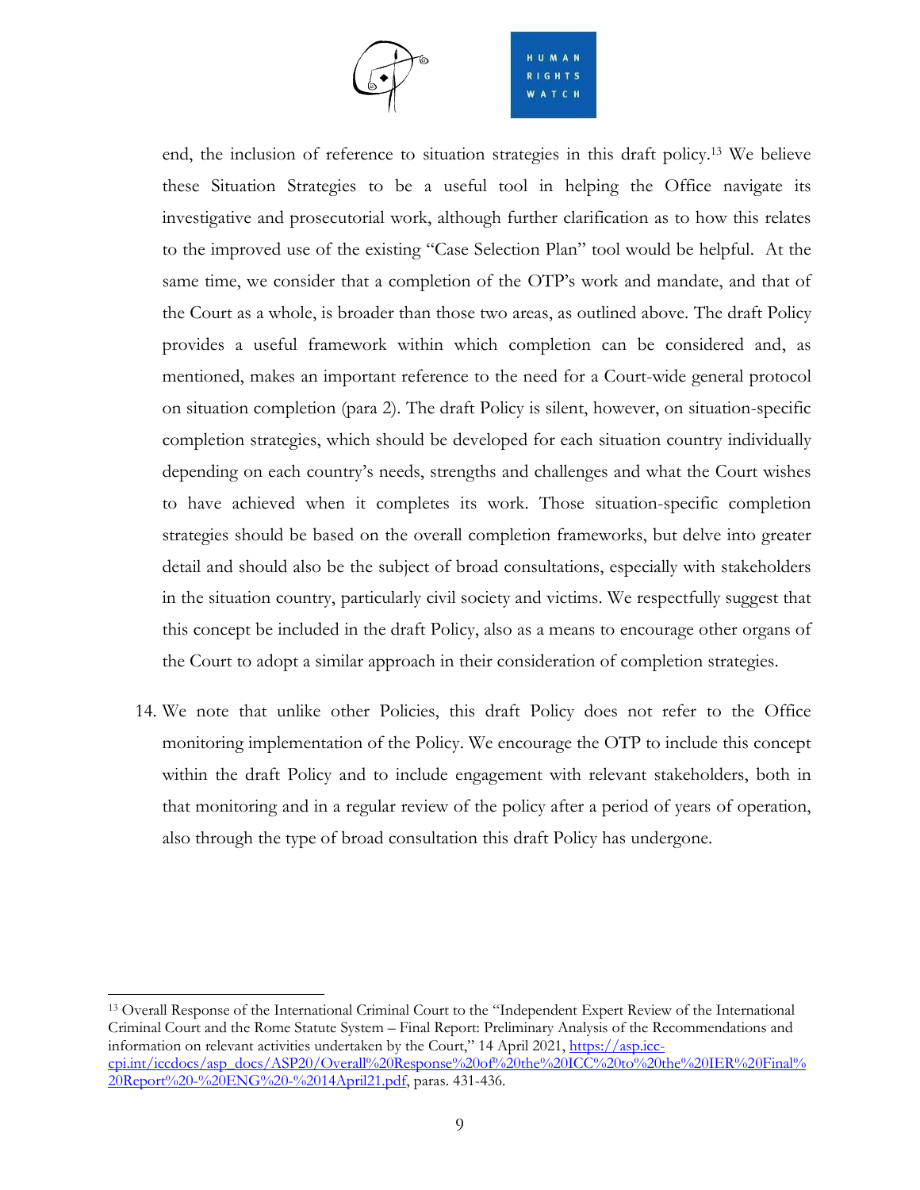end, the inclusion of reference to situation strategies in this draft policy.[13] We believe these Situation Strategies to be a useful tool in helping the Office navigate its investigative and prosecutorial work, although further clarification as to how this relates to the improved use of the existing "Case Selection Plan" tool would be helpful. At the same time, we consider that a completion of the OTP's work and mandate, and that of the Court as a whole, is broader than those two areas, as outlined above. The draft Policy provides a useful framework within which completion can be considered and, as mentioned, makes an important reference to the need for a Court-wide general protocol on situation completion (para 2). The draft Policy is silent, however, on situation-specific completion strategies, which should be developed for each situation country individually depending on each country's needs, strengths and challenges and what the Court wishes to have achieved when it completes its work. Those situation-specific completion strategies should be based on the overall completion frameworks, but delve into greater detail and should also be the subject of broad consultations, especially with stakeholders in the situation country, particularly civil society and victims. We respectfully suggest that this concept be included in the draft Policy, also as a means to encourage other organs of the Court to adopt a similar approach in their consideration of completion strategies.

14. We note that unlike other Policies, this draft Policy does not refer to the Office monitoring implementation of the Policy. We encourage the OTP to include this concept within the draft Policy and to include engagement with relevant stakeholders, both in that monitoring and in a regular review of the policy after a period of years of operation, also through the type of broad consultation this draft Policy has undergone.

---

[13] Overall Response of the International Criminal Court to the "Independent Expert Review of the International Criminal Court and the Rome Statute System – Final Report: Preliminary Analysis of the Recommendations and information on relevant activities undertaken by the Court," 14 April 2021, https://asp.icc-cpi.int/iccdocs/asp_docs/ASP20/Overall%20Response%20of%20the%20ICC%20to%20the%20IER%20Final%20Report%20-%20ENG%20-%2014April21.pdf, paras. 431-436.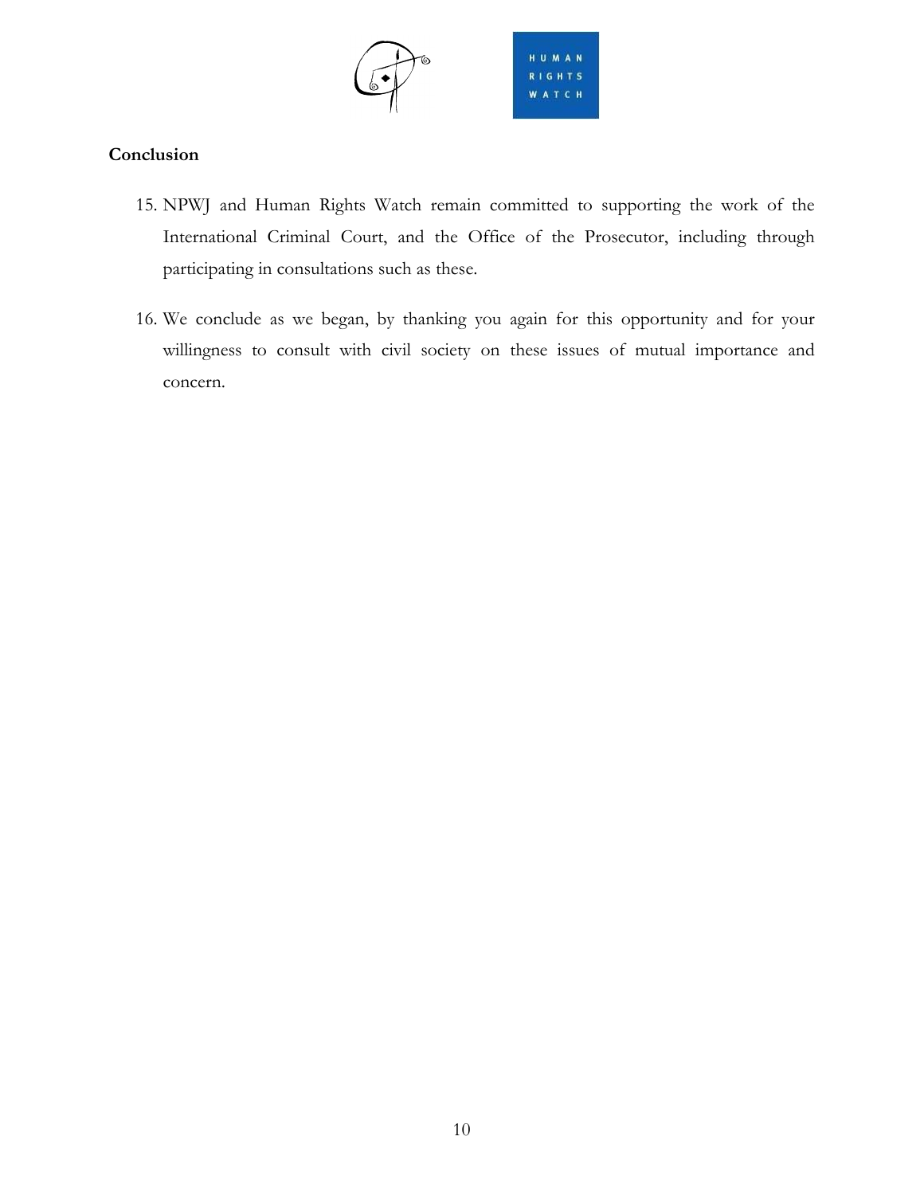**Conclusion**

15. NPWJ and Human Rights Watch remain committed to supporting the work of the International Criminal Court, and the Office of the Prosecutor, including through participating in consultations such as these.

16. We conclude as we began, by thanking you again for this opportunity and for your willingness to consult with civil society on these issues of mutual importance and concern.